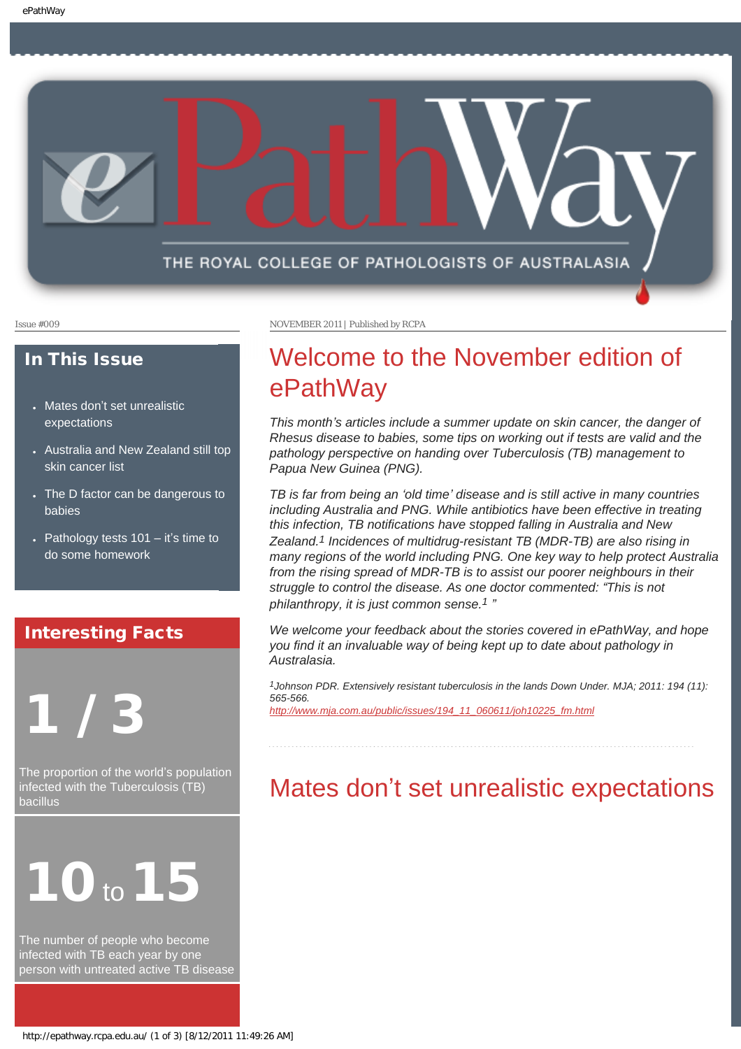Issue #009

NOVEMBER 2011 | Published by RCPA

## In This Issue

- Mates don't set unrealistic expectations
- Australia and New Zealand still top skin cancer list
- The D factor can be dangerous to babies
- Pathology tests 101 – it's time to do some homework

## Interesting Facts

**1 / 3**

The proportion of the world's population infected with the Tuberculosis (TB) bacillus

**10 to 15**

The number of people who become infected with TB each year by one person with untreated active TB disease

# Welcome to the November edition of ePathWay

*This month's articles include a summer update on skin cancer, the danger of Rhesus disease to babies, some tips on working out if tests are valid and the pathology perspective on handing over Tuberculosis (TB) management to Papua New Guinea (PNG).*

*TB is far from being an 'old time' disease and is still active in many countries including Australia and PNG. While antibiotics have been effective in treating this infection, TB notifications have stopped falling in Australia and New Zealand.[1] Incidences of multidrug-resistant TB (MDR-TB) are also rising in many regions of the world including PNG. One key way to help protect Australia from the rising spread of MDR-TB is to assist our poorer neighbours in their struggle to control the disease. As one doctor commented: "This is not philanthropy, it is just common sense.[1] "*

*We welcome your feedback about the stories covered in ePathWay, and hope you find it an invaluable way of being kept up to date about pathology in Australasia.*

*[1]Johnson PDR. Extensively resistant tuberculosis in the lands Down Under. MJA; 2011: 194 (11): 565-566.*
*http://www.mja.com.au/public/issues/194_11_060611/joh10225_fm.html*

# Mates don't set unrealistic expectations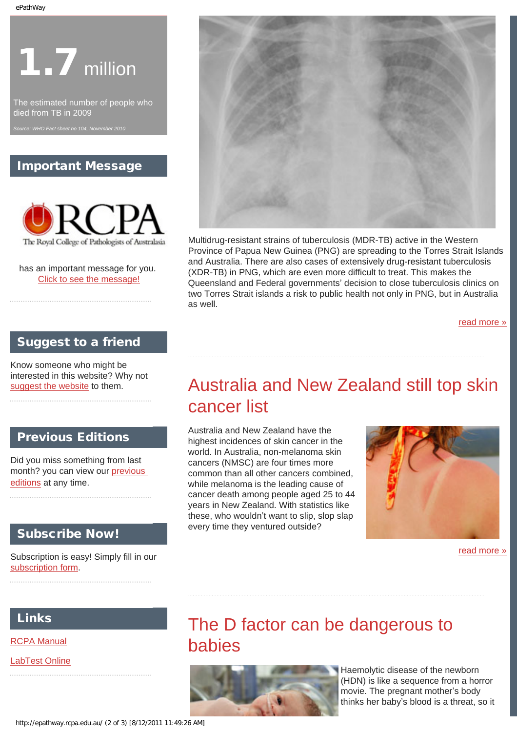# 1.7 million

The estimated number of people who died from TB in 2009

*Source: WHO Fact sheet no 104, November 2010*

## Important Message

RCPA The Royal College of Pathologists of Australasia

has an important message for you.
Click to see the message!

## Suggest to a friend

Know someone who might be interested in this website? Why not suggest the website to them.

## Previous Editions

Did you miss something from last month? you can view our previous editions at any time.

## Subscribe Now!

Subscription is easy! Simply fill in our subscription form.

## Links

RCPA Manual

LabTest Online

Multidrug-resistant strains of tuberculosis (MDR-TB) active in the Western Province of Papua New Guinea (PNG) are spreading to the Torres Strait Islands and Australia. There are also cases of extensively drug-resistant tuberculosis (XDR-TB) in PNG, which are even more difficult to treat. This makes the Queensland and Federal governments' decision to close tuberculosis clinics on two Torres Strait islands a risk to public health not only in PNG, but in Australia as well.

read more »

## Australia and New Zealand still top skin cancer list

Australia and New Zealand have the highest incidences of skin cancer in the world. In Australia, non-melanoma skin cancers (NMSC) are four times more common than all other cancers combined, while melanoma is the leading cause of cancer death among people aged 25 to 44 years in New Zealand. With statistics like these, who wouldn't want to slip, slop slap every time they ventured outside?

read more »

## The D factor can be dangerous to babies

Haemolytic disease of the newborn (HDN) is like a sequence from a horror movie. The pregnant mother's body thinks her baby's blood is a threat, so it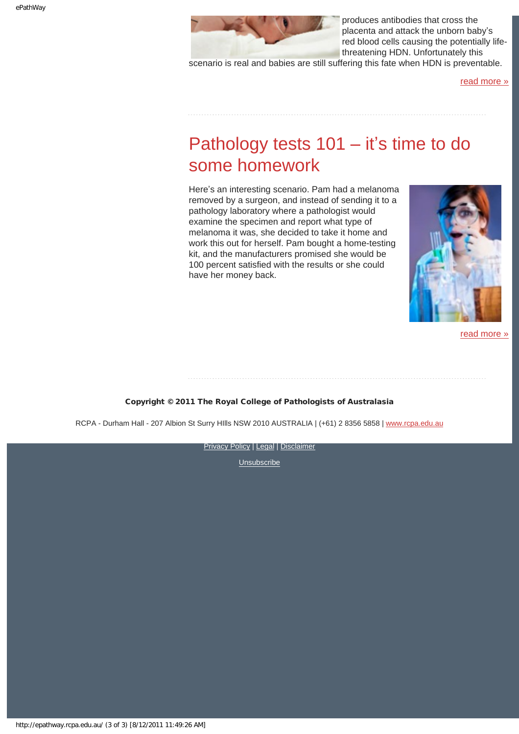produces antibodies that cross the placenta and attack the unborn baby's red blood cells causing the potentially life-threatening HDN. Unfortunately this scenario is real and babies are still suffering this fate when HDN is preventable.

read more »

## Pathology tests 101 – it's time to do some homework

Here's an interesting scenario. Pam had a melanoma removed by a surgeon, and instead of sending it to a pathology laboratory where a pathologist would examine the specimen and report what type of melanoma it was, she decided to take it home and work this out for herself. Pam bought a home-testing kit, and the manufacturers promised she would be 100 percent satisfied with the results or she could have her money back.

read more »

**Copyright © 2011 The Royal College of Pathologists of Australasia**

RCPA - Durham Hall - 207 Albion St Surry HIlls NSW 2010 AUSTRALIA | (+61) 2 8356 5858 | www.rcpa.edu.au

Privacy Policy | Legal | Disclaimer

Unsubscribe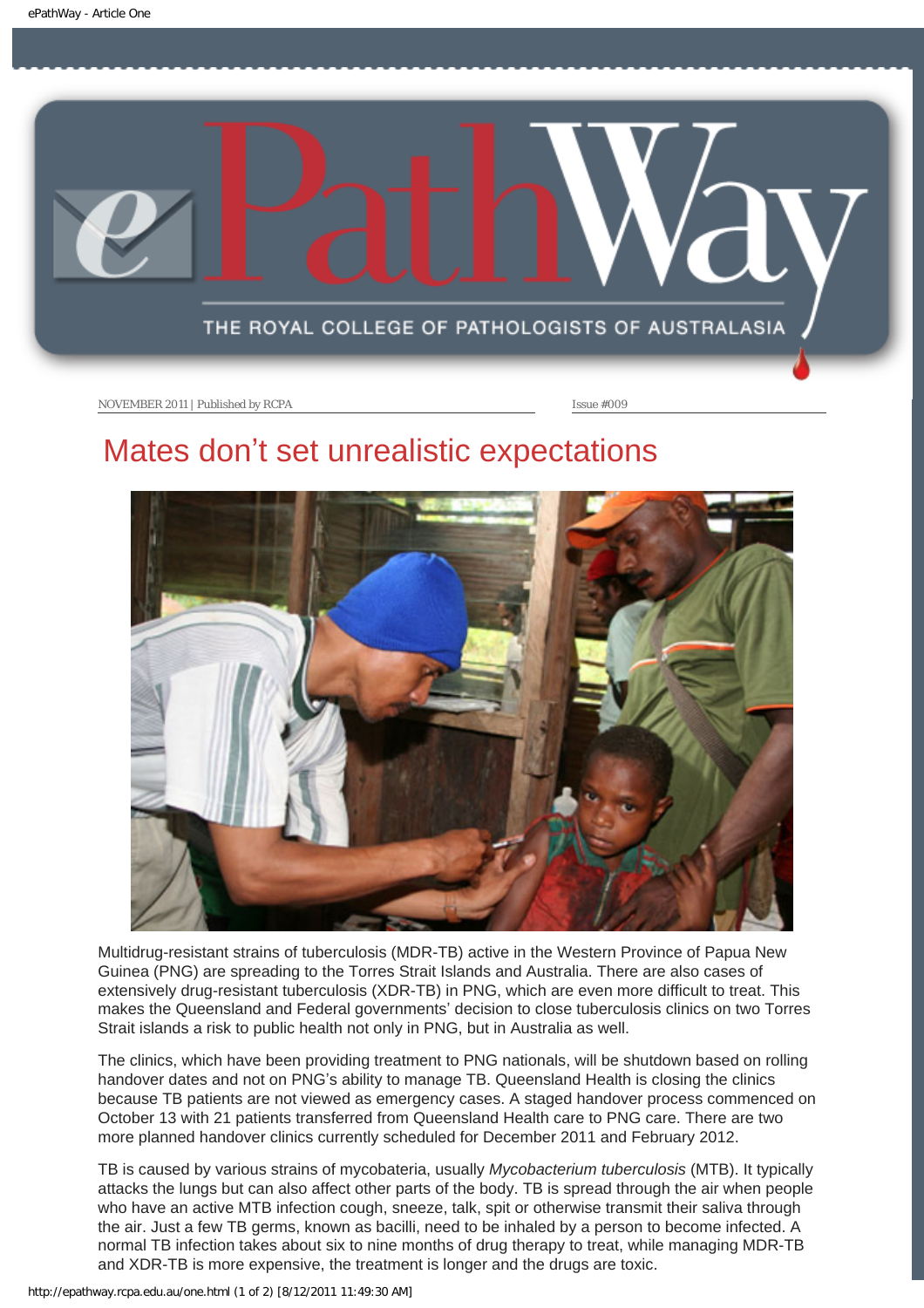NOVEMBER 2011 | Published by RCPA

Issue #009

# Mates don't set unrealistic expectations

Multidrug-resistant strains of tuberculosis (MDR-TB) active in the Western Province of Papua New Guinea (PNG) are spreading to the Torres Strait Islands and Australia. There are also cases of extensively drug-resistant tuberculosis (XDR-TB) in PNG, which are even more difficult to treat. This makes the Queensland and Federal governments' decision to close tuberculosis clinics on two Torres Strait islands a risk to public health not only in PNG, but in Australia as well.

The clinics, which have been providing treatment to PNG nationals, will be shutdown based on rolling handover dates and not on PNG's ability to manage TB. Queensland Health is closing the clinics because TB patients are not viewed as emergency cases. A staged handover process commenced on October 13 with 21 patients transferred from Queensland Health care to PNG care. There are two more planned handover clinics currently scheduled for December 2011 and February 2012.

TB is caused by various strains of mycobateria, usually *Mycobacterium tuberculosis* (MTB). It typically attacks the lungs but can also affect other parts of the body. TB is spread through the air when people who have an active MTB infection cough, sneeze, talk, spit or otherwise transmit their saliva through the air. Just a few TB germs, known as bacilli, need to be inhaled by a person to become infected. A normal TB infection takes about six to nine months of drug therapy to treat, while managing MDR-TB and XDR-TB is more expensive, the treatment is longer and the drugs are toxic.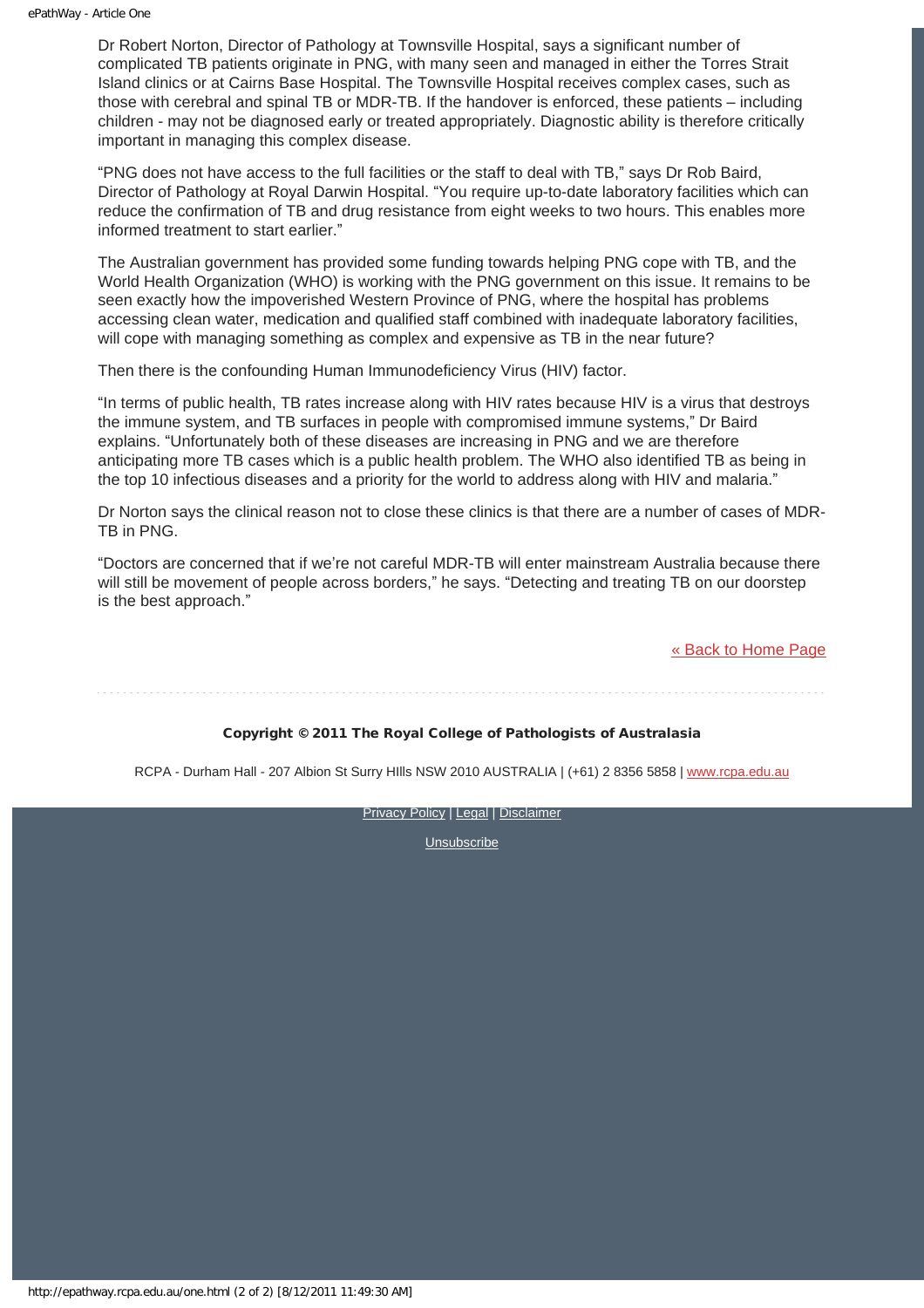Dr Robert Norton, Director of Pathology at Townsville Hospital, says a significant number of complicated TB patients originate in PNG, with many seen and managed in either the Torres Strait Island clinics or at Cairns Base Hospital. The Townsville Hospital receives complex cases, such as those with cerebral and spinal TB or MDR-TB. If the handover is enforced, these patients – including children - may not be diagnosed early or treated appropriately. Diagnostic ability is therefore critically important in managing this complex disease.

"PNG does not have access to the full facilities or the staff to deal with TB," says Dr Rob Baird, Director of Pathology at Royal Darwin Hospital. "You require up-to-date laboratory facilities which can reduce the confirmation of TB and drug resistance from eight weeks to two hours. This enables more informed treatment to start earlier."

The Australian government has provided some funding towards helping PNG cope with TB, and the World Health Organization (WHO) is working with the PNG government on this issue. It remains to be seen exactly how the impoverished Western Province of PNG, where the hospital has problems accessing clean water, medication and qualified staff combined with inadequate laboratory facilities, will cope with managing something as complex and expensive as TB in the near future?

Then there is the confounding Human Immunodeficiency Virus (HIV) factor.

"In terms of public health, TB rates increase along with HIV rates because HIV is a virus that destroys the immune system, and TB surfaces in people with compromised immune systems," Dr Baird explains. "Unfortunately both of these diseases are increasing in PNG and we are therefore anticipating more TB cases which is a public health problem. The WHO also identified TB as being in the top 10 infectious diseases and a priority for the world to address along with HIV and malaria."

Dr Norton says the clinical reason not to close these clinics is that there are a number of cases of MDR-TB in PNG.

"Doctors are concerned that if we're not careful MDR-TB will enter mainstream Australia because there will still be movement of people across borders," he says. "Detecting and treating TB on our doorstep is the best approach."

[« Back to Home Page]

**Copyright © 2011 The Royal College of Pathologists of Australasia**

RCPA - Durham Hall - 207 Albion St Surry HIlls NSW 2010 AUSTRALIA | (+61) 2 8356 5858 | www.rcpa.edu.au

Privacy Policy | Legal | Disclaimer

Unsubscribe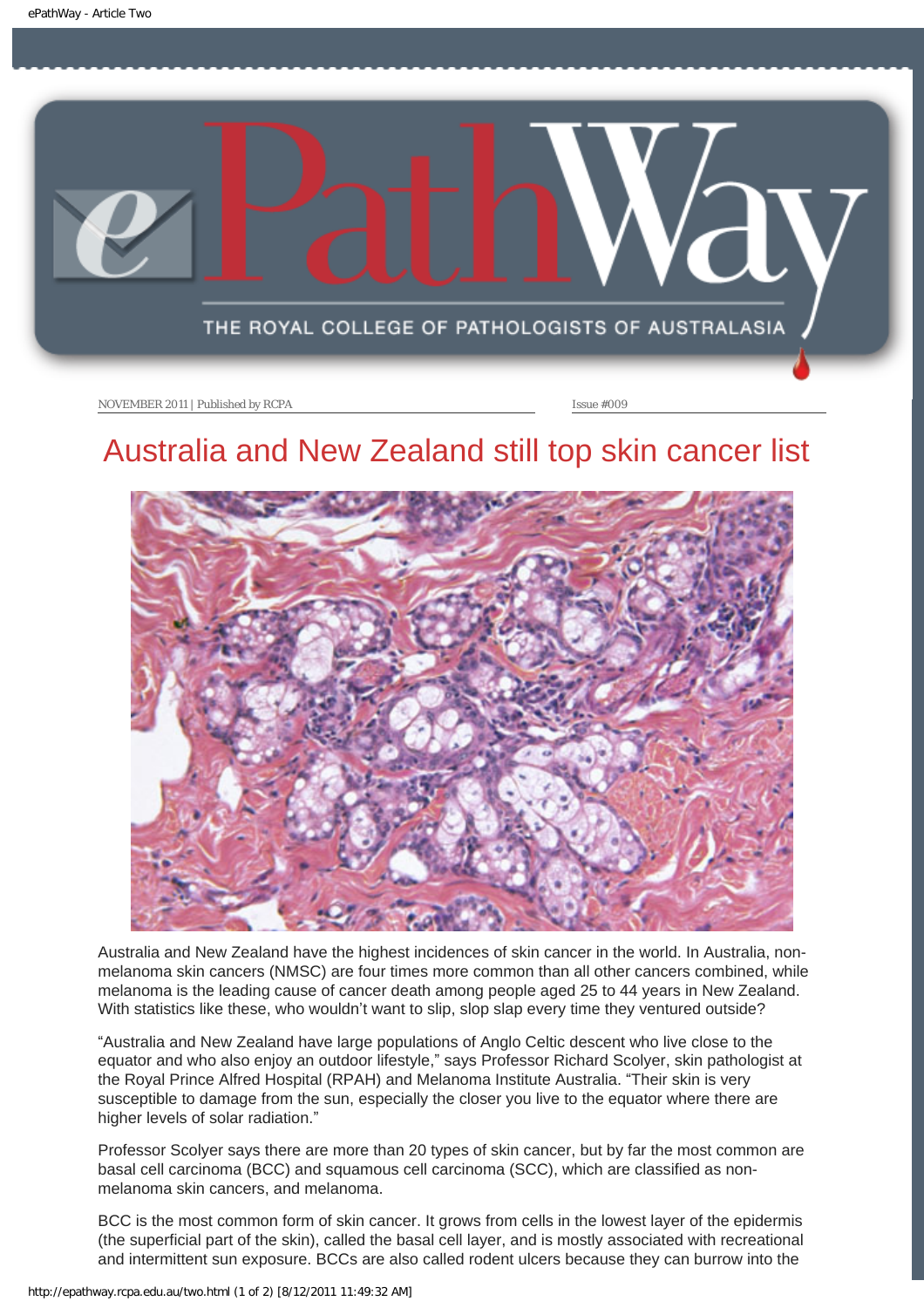NOVEMBER 2011 | Published by RCPA

Issue #009

# Australia and New Zealand still top skin cancer list

Australia and New Zealand have the highest incidences of skin cancer in the world. In Australia, non-melanoma skin cancers (NMSC) are four times more common than all other cancers combined, while melanoma is the leading cause of cancer death among people aged 25 to 44 years in New Zealand. With statistics like these, who wouldn't want to slip, slop slap every time they ventured outside?

"Australia and New Zealand have large populations of Anglo Celtic descent who live close to the equator and who also enjoy an outdoor lifestyle," says Professor Richard Scolyer, skin pathologist at the Royal Prince Alfred Hospital (RPAH) and Melanoma Institute Australia. "Their skin is very susceptible to damage from the sun, especially the closer you live to the equator where there are higher levels of solar radiation."

Professor Scolyer says there are more than 20 types of skin cancer, but by far the most common are basal cell carcinoma (BCC) and squamous cell carcinoma (SCC), which are classified as non-melanoma skin cancers, and melanoma.

BCC is the most common form of skin cancer. It grows from cells in the lowest layer of the epidermis (the superficial part of the skin), called the basal cell layer, and is mostly associated with recreational and intermittent sun exposure. BCCs are also called rodent ulcers because they can burrow into the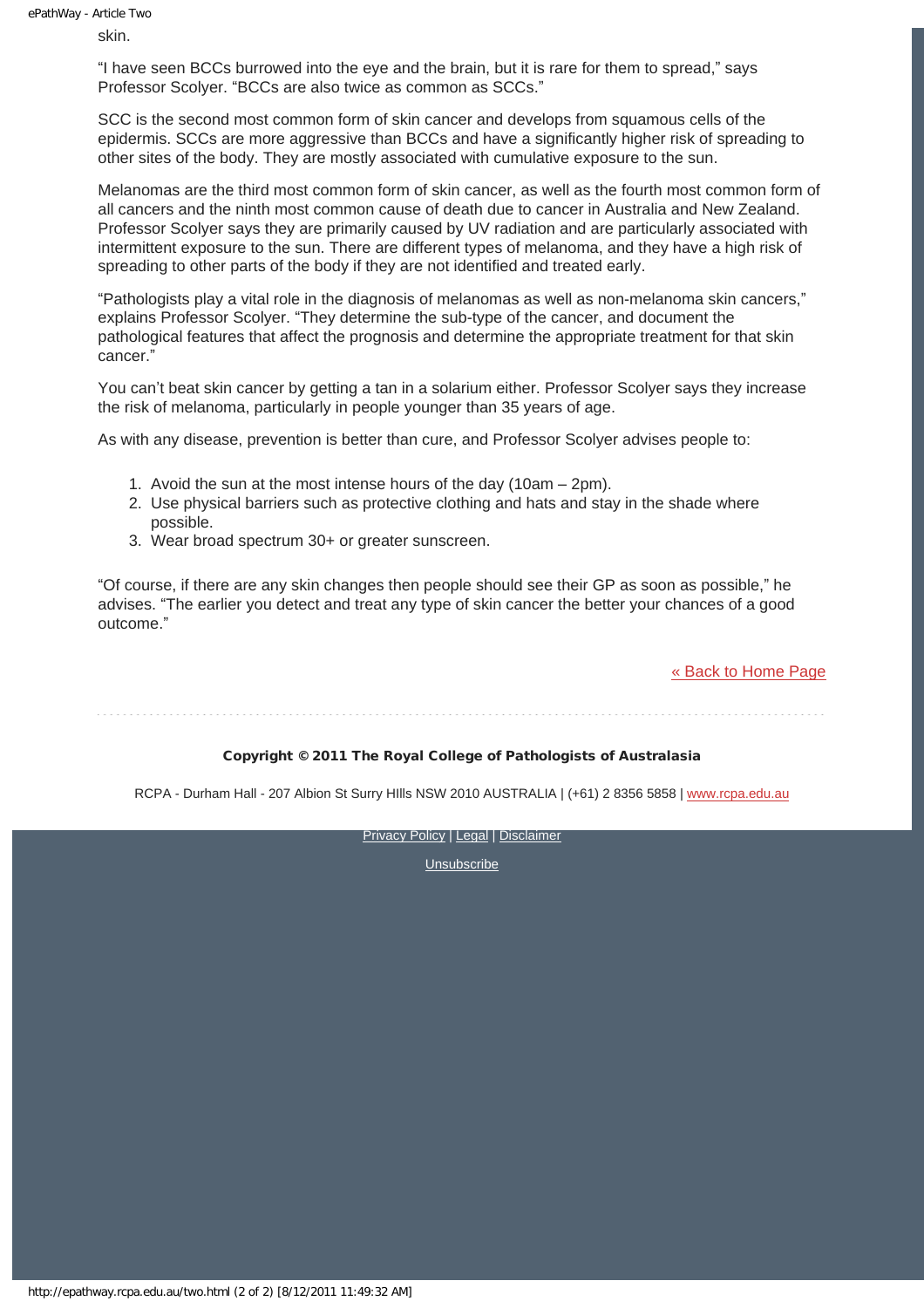skin.

“I have seen BCCs burrowed into the eye and the brain, but it is rare for them to spread,” says Professor Scolyer. “BCCs are also twice as common as SCCs.”

SCC is the second most common form of skin cancer and develops from squamous cells of the epidermis. SCCs are more aggressive than BCCs and have a significantly higher risk of spreading to other sites of the body. They are mostly associated with cumulative exposure to the sun.

Melanomas are the third most common form of skin cancer, as well as the fourth most common form of all cancers and the ninth most common cause of death due to cancer in Australia and New Zealand. Professor Scolyer says they are primarily caused by UV radiation and are particularly associated with intermittent exposure to the sun. There are different types of melanoma, and they have a high risk of spreading to other parts of the body if they are not identified and treated early.

“Pathologists play a vital role in the diagnosis of melanomas as well as non-melanoma skin cancers,” explains Professor Scolyer. “They determine the sub-type of the cancer, and document the pathological features that affect the prognosis and determine the appropriate treatment for that skin cancer.”

You can’t beat skin cancer by getting a tan in a solarium either. Professor Scolyer says they increase the risk of melanoma, particularly in people younger than 35 years of age.

As with any disease, prevention is better than cure, and Professor Scolyer advises people to:

1. Avoid the sun at the most intense hours of the day (10am – 2pm).
2. Use physical barriers such as protective clothing and hats and stay in the shade where possible.
3. Wear broad spectrum 30+ or greater sunscreen.

“Of course, if there are any skin changes then people should see their GP as soon as possible,” he advises. “The earlier you detect and treat any type of skin cancer the better your chances of a good outcome.”

« Back to Home Page

**Copyright © 2011 The Royal College of Pathologists of Australasia**

RCPA - Durham Hall - 207 Albion St Surry HIlls NSW 2010 AUSTRALIA | (+61) 2 8356 5858 | www.rcpa.edu.au

Privacy Policy | Legal | Disclaimer

Unsubscribe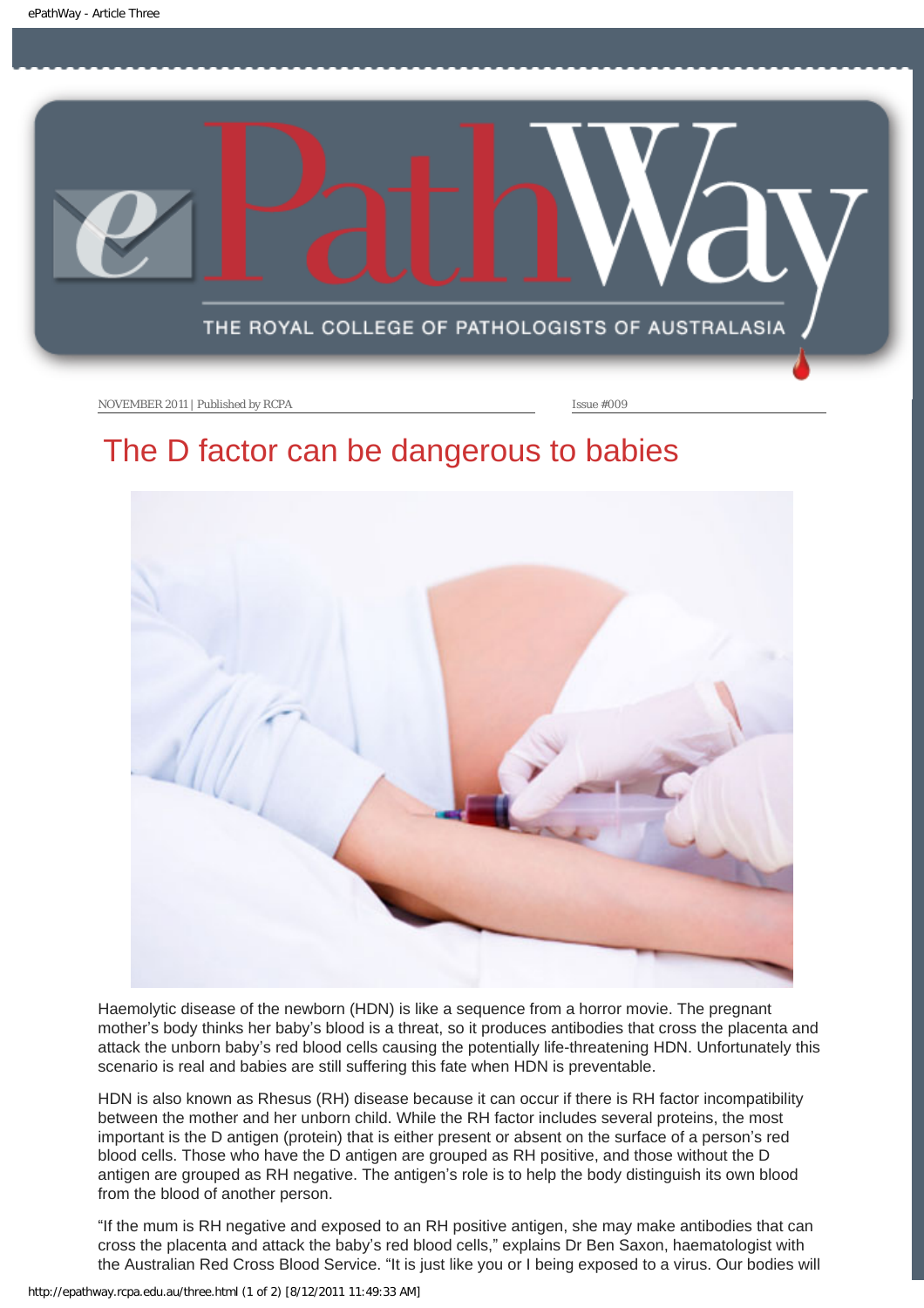# The D factor can be dangerous to babies

Haemolytic disease of the newborn (HDN) is like a sequence from a horror movie. The pregnant mother's body thinks her baby's blood is a threat, so it produces antibodies that cross the placenta and attack the unborn baby's red blood cells causing the potentially life-threatening HDN. Unfortunately this scenario is real and babies are still suffering this fate when HDN is preventable.

HDN is also known as Rhesus (RH) disease because it can occur if there is RH factor incompatibility between the mother and her unborn child. While the RH factor includes several proteins, the most important is the D antigen (protein) that is either present or absent on the surface of a person's red blood cells. Those who have the D antigen are grouped as RH positive, and those without the D antigen are grouped as RH negative. The antigen's role is to help the body distinguish its own blood from the blood of another person.

"If the mum is RH negative and exposed to an RH positive antigen, she may make antibodies that can cross the placenta and attack the baby's red blood cells," explains Dr Ben Saxon, haematologist with the Australian Red Cross Blood Service. "It is just like you or I being exposed to a virus. Our bodies will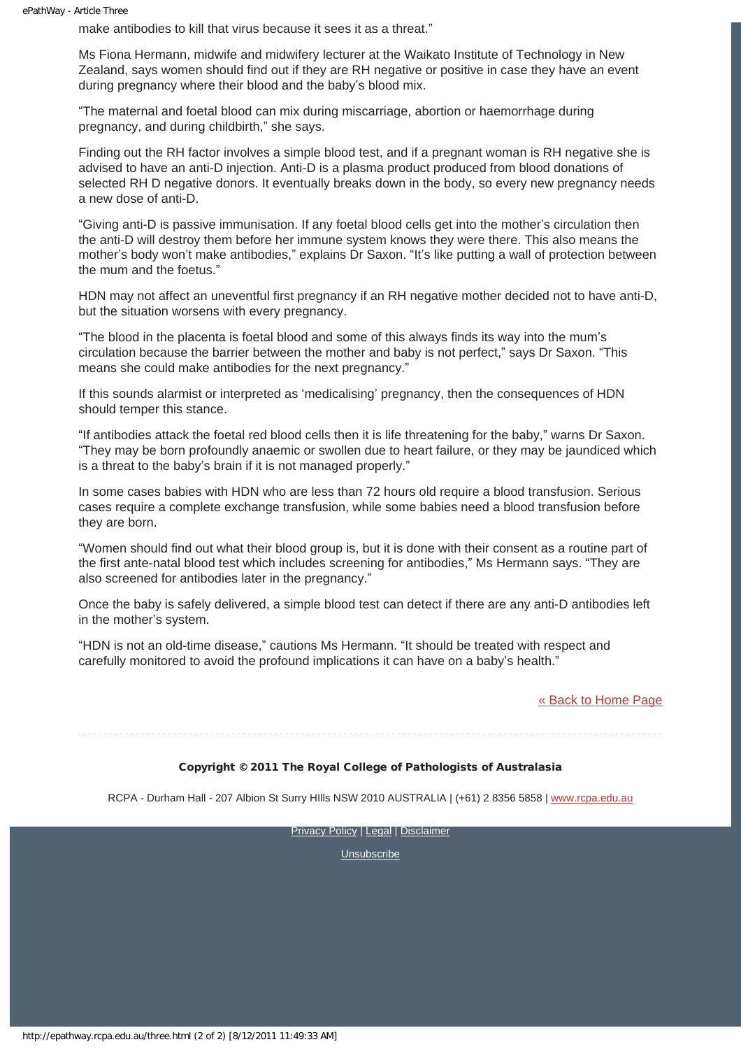make antibodies to kill that virus because it sees it as a threat."

Ms Fiona Hermann, midwife and midwifery lecturer at the Waikato Institute of Technology in New Zealand, says women should find out if they are RH negative or positive in case they have an event during pregnancy where their blood and the baby's blood mix.

"The maternal and foetal blood can mix during miscarriage, abortion or haemorrhage during pregnancy, and during childbirth," she says.

Finding out the RH factor involves a simple blood test, and if a pregnant woman is RH negative she is advised to have an anti-D injection. Anti-D is a plasma product produced from blood donations of selected RH D negative donors. It eventually breaks down in the body, so every new pregnancy needs a new dose of anti-D.

"Giving anti-D is passive immunisation. If any foetal blood cells get into the mother's circulation then the anti-D will destroy them before her immune system knows they were there. This also means the mother's body won't make antibodies," explains Dr Saxon. "It's like putting a wall of protection between the mum and the foetus."

HDN may not affect an uneventful first pregnancy if an RH negative mother decided not to have anti-D, but the situation worsens with every pregnancy.

"The blood in the placenta is foetal blood and some of this always finds its way into the mum's circulation because the barrier between the mother and baby is not perfect," says Dr Saxon. "This means she could make antibodies for the next pregnancy."

If this sounds alarmist or interpreted as 'medicalising' pregnancy, then the consequences of HDN should temper this stance.

"If antibodies attack the foetal red blood cells then it is life threatening for the baby," warns Dr Saxon. "They may be born profoundly anaemic or swollen due to heart failure, or they may be jaundiced which is a threat to the baby's brain if it is not managed properly."

In some cases babies with HDN who are less than 72 hours old require a blood transfusion. Serious cases require a complete exchange transfusion, while some babies need a blood transfusion before they are born.

"Women should find out what their blood group is, but it is done with their consent as a routine part of the first ante-natal blood test which includes screening for antibodies," Ms Hermann says. "They are also screened for antibodies later in the pregnancy."

Once the baby is safely delivered, a simple blood test can detect if there are any anti-D antibodies left in the mother's system.

"HDN is not an old-time disease," cautions Ms Hermann. "It should be treated with respect and carefully monitored to avoid the profound implications it can have on a baby's health."

[« Back to Home Page]

**Copyright © 2011 The Royal College of Pathologists of Australasia**

RCPA - Durham Hall - 207 Albion St Surry HIlls NSW 2010 AUSTRALIA | (+61) 2 8356 5858 | www.rcpa.edu.au

Privacy Policy | Legal | Disclaimer

Unsubscribe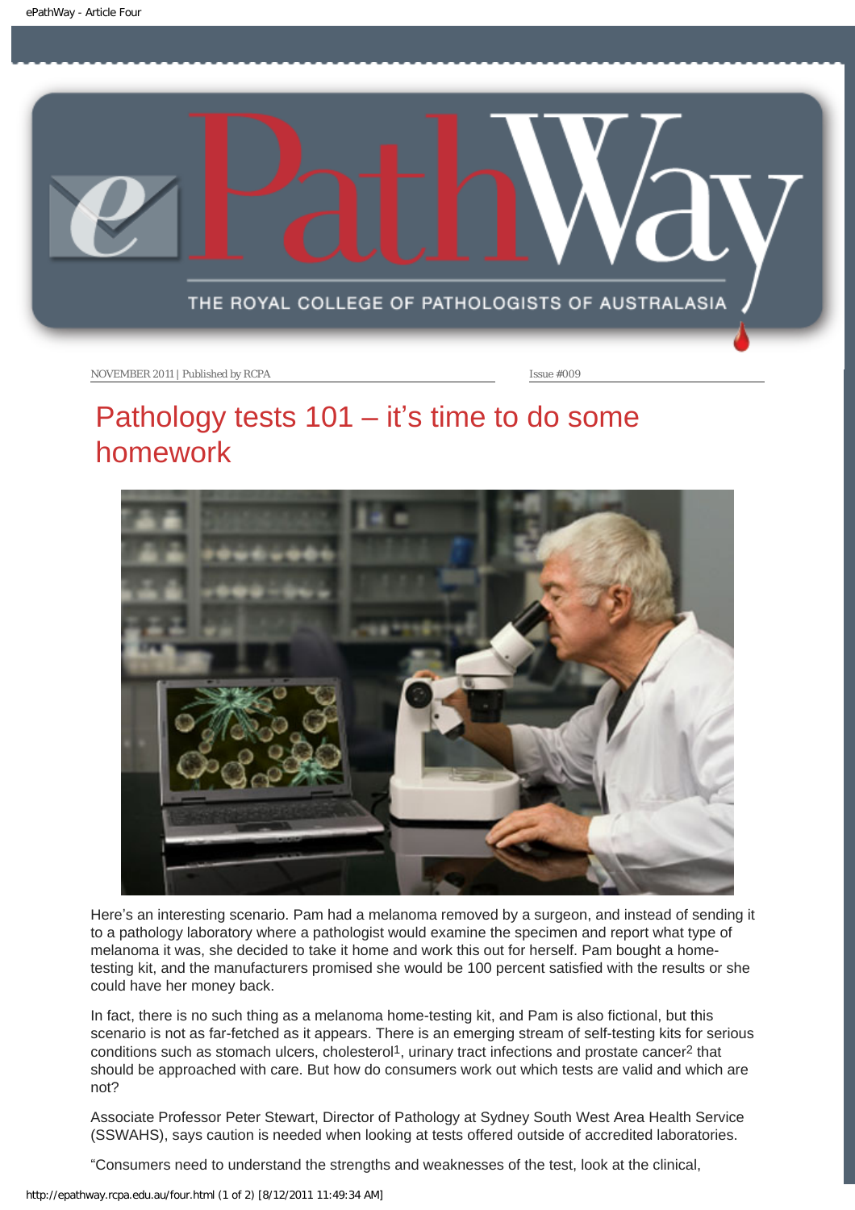NOVEMBER 2011 | Published by RCPA | Issue #009

# Pathology tests 101 – it's time to do some homework

Here's an interesting scenario. Pam had a melanoma removed by a surgeon, and instead of sending it to a pathology laboratory where a pathologist would examine the specimen and report what type of melanoma it was, she decided to take it home and work this out for herself. Pam bought a home-testing kit, and the manufacturers promised she would be 100 percent satisfied with the results or she could have her money back.

In fact, there is no such thing as a melanoma home-testing kit, and Pam is also fictional, but this scenario is not as far-fetched as it appears. There is an emerging stream of self-testing kits for serious conditions such as stomach ulcers, cholesterol[1], urinary tract infections and prostate cancer[2] that should be approached with care. But how do consumers work out which tests are valid and which are not?

Associate Professor Peter Stewart, Director of Pathology at Sydney South West Area Health Service (SSWAHS), says caution is needed when looking at tests offered outside of accredited laboratories.

"Consumers need to understand the strengths and weaknesses of the test, look at the clinical,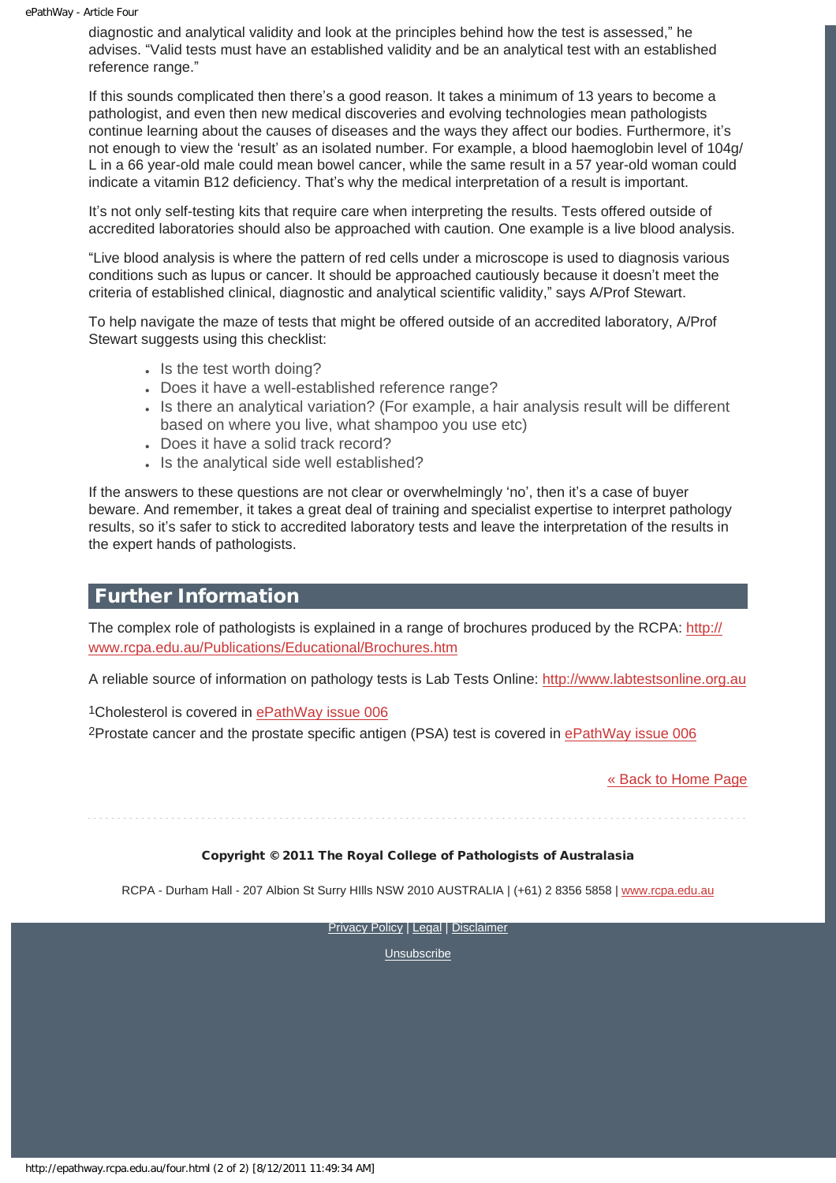diagnostic and analytical validity and look at the principles behind how the test is assessed," he advises. "Valid tests must have an established validity and be an analytical test with an established reference range."

If this sounds complicated then there's a good reason. It takes a minimum of 13 years to become a pathologist, and even then new medical discoveries and evolving technologies mean pathologists continue learning about the causes of diseases and the ways they affect our bodies. Furthermore, it's not enough to view the 'result' as an isolated number. For example, a blood haemoglobin level of 104g/L in a 66 year-old male could mean bowel cancer, while the same result in a 57 year-old woman could indicate a vitamin B12 deficiency. That's why the medical interpretation of a result is important.

It's not only self-testing kits that require care when interpreting the results. Tests offered outside of accredited laboratories should also be approached with caution. One example is a live blood analysis.

"Live blood analysis is where the pattern of red cells under a microscope is used to diagnosis various conditions such as lupus or cancer. It should be approached cautiously because it doesn't meet the criteria of established clinical, diagnostic and analytical scientific validity," says A/Prof Stewart.

To help navigate the maze of tests that might be offered outside of an accredited laboratory, A/Prof Stewart suggests using this checklist:

- Is the test worth doing?
- Does it have a well-established reference range?
- Is there an analytical variation? (For example, a hair analysis result will be different based on where you live, what shampoo you use etc)
- Does it have a solid track record?
- Is the analytical side well established?

If the answers to these questions are not clear or overwhelmingly 'no', then it's a case of buyer beware. And remember, it takes a great deal of training and specialist expertise to interpret pathology results, so it's safer to stick to accredited laboratory tests and leave the interpretation of the results in the expert hands of pathologists.

## Further Information

The complex role of pathologists is explained in a range of brochures produced by the RCPA: http://www.rcpa.edu.au/Publications/Educational/Brochures.htm

A reliable source of information on pathology tests is Lab Tests Online: http://www.labtestsonline.org.au

[1]Cholesterol is covered in ePathWay issue 006

[2]Prostate cancer and the prostate specific antigen (PSA) test is covered in ePathWay issue 006

« Back to Home Page

**Copyright © 2011 The Royal College of Pathologists of Australasia**

RCPA - Durham Hall - 207 Albion St Surry HIlls NSW 2010 AUSTRALIA | (+61) 2 8356 5858 | www.rcpa.edu.au

Privacy Policy | Legal | Disclaimer

Unsubscribe